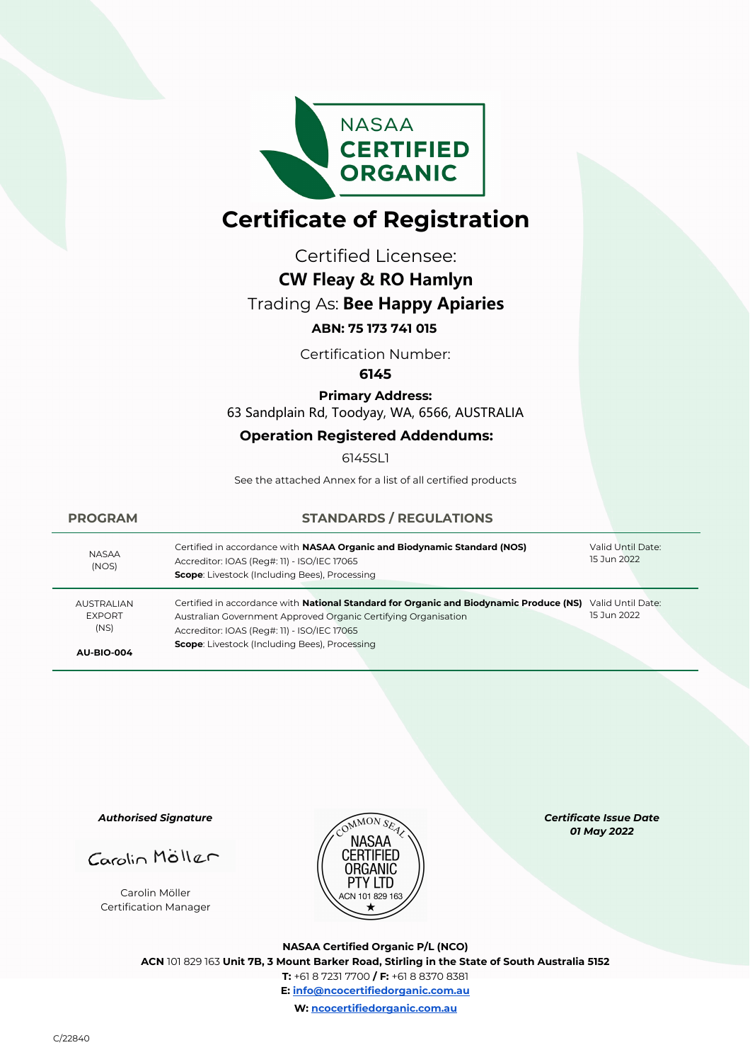NASAA CERTIFIED ORGANIC

# Certificate of Registration

Certified Licensee:

**CW Fleay & RO Hamlyn**

Trading As: **Bee Happy Apiaries**

**ABN: 75 173 741 015**

Certification Number:

**6145**

**Primary Address:**

63 Sandplain Rd, Toodyay, WA, 6566, AUSTRALIA

**Operation Registered Addendums:**

6145SL1

See the attached Annex for a list of all certified products

| PROGRAM | STANDARDS / REGULATIONS | |
|---|---|---|
| NASAA (NOS) | Certified in accordance with **NASAA Organic and Biodynamic Standard (NOS)**<br>Accreditor: IOAS (Reg#: 11) - ISO/IEC 17065<br>**Scope**: Livestock (Including Bees), Processing | Valid Until Date: 15 Jun 2022 |
| AUSTRALIAN EXPORT (NS)<br>**AU-BIO-004** | Certified in accordance with **National Standard for Organic and Biodynamic Produce (NS)**<br>Australian Government Approved Organic Certifying Organisation<br>Accreditor: IOAS (Reg#: 11) - ISO/IEC 17065<br>**Scope**: Livestock (Including Bees), Processing | Valid Until Date: 15 Jun 2022 |

***Authorised Signature***

Carolin Möller

Carolin Möller
Certification Manager

COMMON SEAL NASAA CERTIFIED ORGANIC PTY LTD ACN 101 829 163

***Certificate Issue Date***
***01 May 2022***

**NASAA Certified Organic P/L (NCO)**

**ACN** 101 829 163 **Unit 7B, 3 Mount Barker Road, Stirling in the State of South Australia 5152**

**T:** +61 8 7231 7700 **/ F:** +61 8 8370 8381

**E:** **info@ncocertifiedorganic.com.au**

**W:** **ncocertifiedorganic.com.au**

C/22840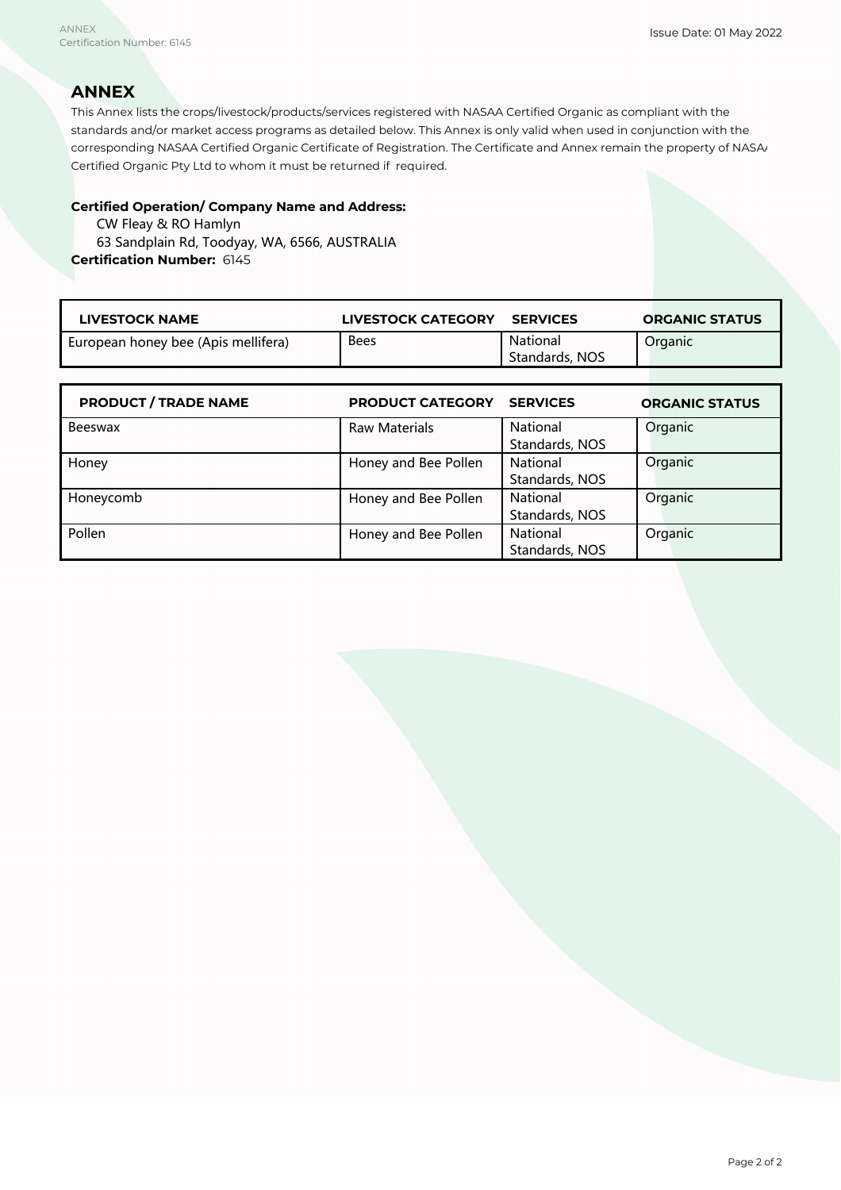## ANNEX

This Annex lists the crops/livestock/products/services registered with NASAA Certified Organic as compliant with the standards and/or market access programs as detailed below. This Annex is only valid when used in conjunction with the corresponding NASAA Certified Organic Certificate of Registration. The Certificate and Annex remain the property of NASAA Certified Organic Pty Ltd to whom it must be returned if required.

**Certified Operation/ Company Name and Address:**

CW Fleay & RO Hamlyn
63 Sandplain Rd, Toodyay, WA, 6566, AUSTRALIA

**Certification Number:** 6145

| LIVESTOCK NAME | LIVESTOCK CATEGORY | SERVICES | ORGANIC STATUS |
|---|---|---|---|
| European honey bee (Apis mellifera) | Bees | National Standards, NOS | Organic |

| PRODUCT / TRADE NAME | PRODUCT CATEGORY | SERVICES | ORGANIC STATUS |
|---|---|---|---|
| Beeswax | Raw Materials | National Standards, NOS | Organic |
| Honey | Honey and Bee Pollen | National Standards, NOS | Organic |
| Honeycomb | Honey and Bee Pollen | National Standards, NOS | Organic |
| Pollen | Honey and Bee Pollen | National Standards, NOS | Organic |